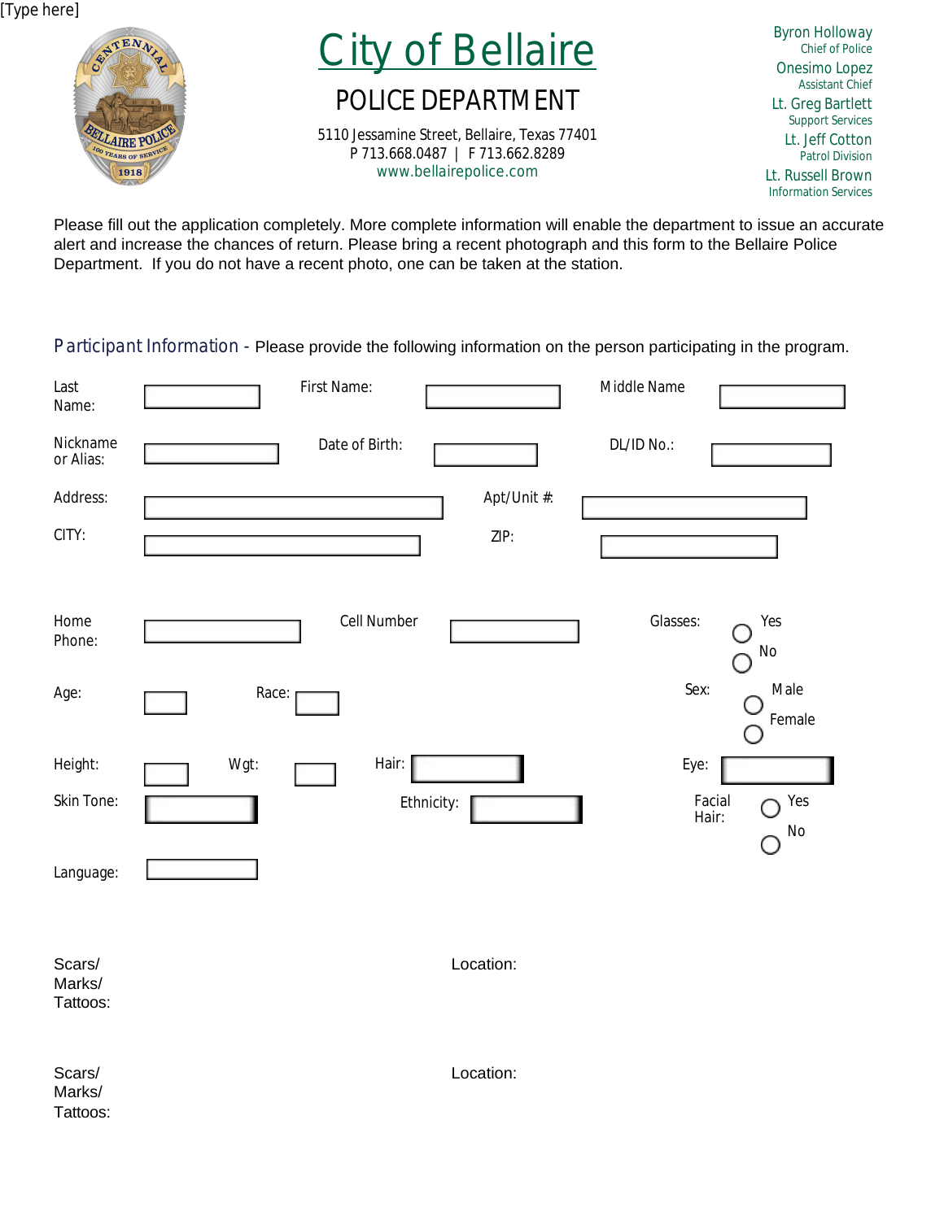[Type here]

# City of Bellaire

## POLICE DEPARTMENT

5110 Jessamine Street, Bellaire, Texas 77401
P 713.668.0487 | F 713.662.8289
www.bellairepolice.com

Byron Holloway
Chief of Police

Onesimo Lopez
Assistant Chief

Lt. Greg Bartlett
Support Services

Lt. Jeff Cotton
Patrol Division

Lt. Russell Brown
Information Services

Please fill out the application completely. More complete information will enable the department to issue an accurate alert and increase the chances of return. Please bring a recent photograph and this form to the Bellaire Police Department. If you do not have a recent photo, one can be taken at the station.

### Participant Information - Please provide the following information on the person participating in the program.

Last Name: ____ First Name: ____ Middle Name ____

Nickname or Alias: ____ Date of Birth: ____ DL/ID No.: ____

Address: ____ Apt/Unit #: ____

CITY: ____ ZIP: ____

Home Phone: ____ Cell Number ____ Glasses: ○ Yes ○ No

Age: ____ Race: ____ Sex: ○ Male ○ Female

Height: ____ Wgt: ____ Hair: ____ Eye: ____

Skin Tone: ____ Ethnicity: ____ Facial Hair: ○ Yes ○ No

Language: ____

Scars/ Marks/ Tattoos: Location:

Scars/ Marks/ Tattoos: Location: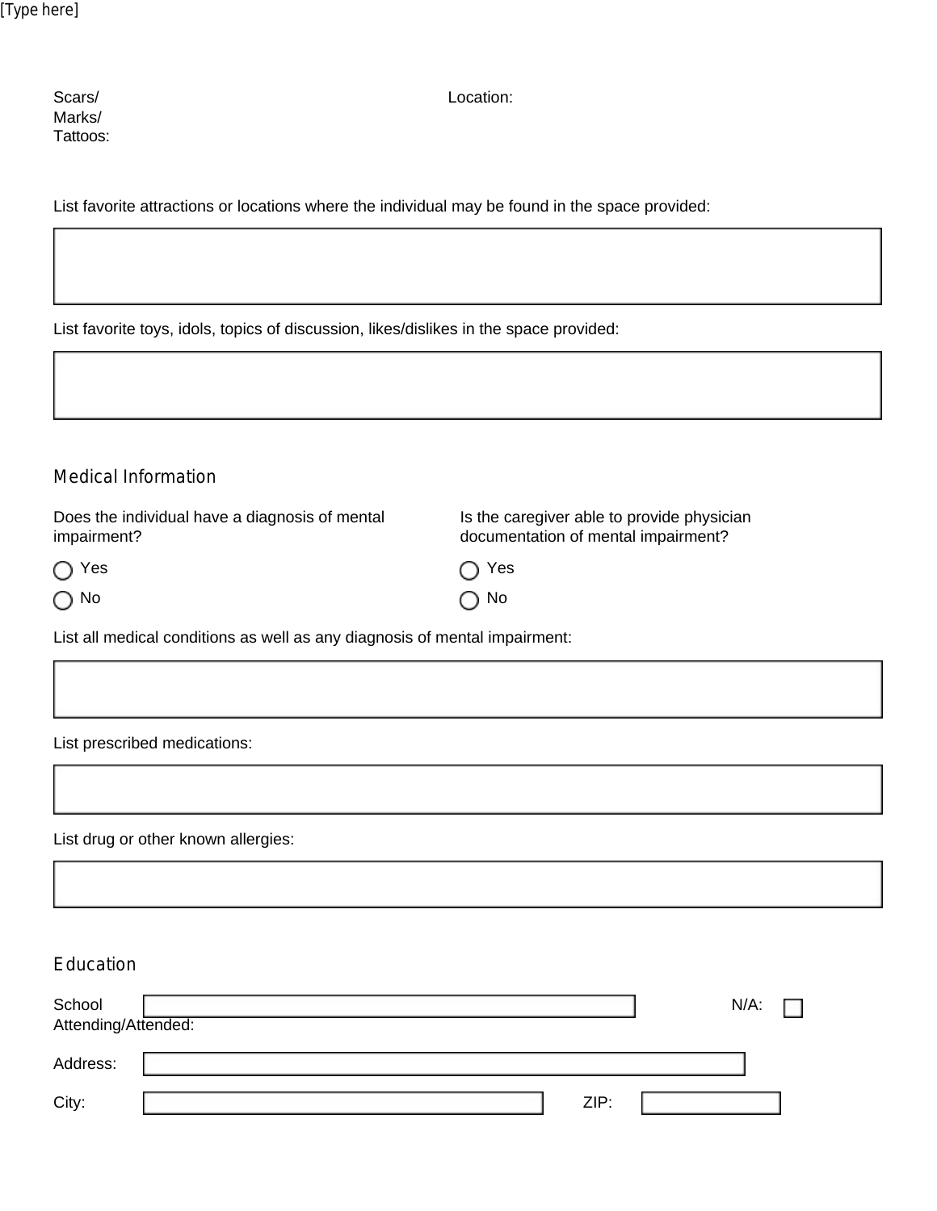Scars/ Marks/ Tattoos: Location:

List favorite attractions or locations where the individual may be found in the space provided:

List favorite toys, idols, topics of discussion, likes/dislikes in the space provided:

## Medical Information

Does the individual have a diagnosis of mental impairment?

- ◯ Yes
- ◯ No

Is the caregiver able to provide physician documentation of mental impairment?

- ◯ Yes
- ◯ No

List all medical conditions as well as any diagnosis of mental impairment:

List prescribed medications:

List drug or other known allergies:

## Education

School Attending/Attended: N/A: ☐

Address:

City: ZIP: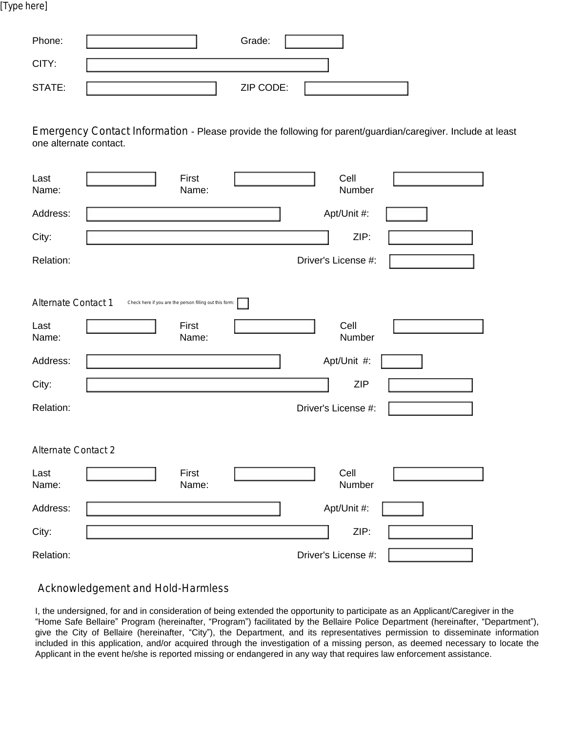Phone: Grade:

CITY:

STATE: ZIP CODE:

## Emergency Contact Information

- Please provide the following for parent/guardian/caregiver. Include at least one alternate contact.

Last Name: First Name: Cell Number

Address: Apt/Unit #:

City: ZIP:

Relation: Driver's License #:

## Alternate Contact 1

Check here if you are the person filling out this form:

Last Name: First Name: Cell Number

Address: Apt/Unit #:

City: ZIP

Relation: Driver's License #:

## Alternate Contact 2

Last Name: First Name: Cell Number

Address: Apt/Unit #:

City: ZIP:

Relation: Driver's License #:

## Acknowledgement and Hold-Harmless

I, the undersigned, for and in consideration of being extended the opportunity to participate as an Applicant/Caregiver in the "Home Safe Bellaire" Program (hereinafter, "Program") facilitated by the Bellaire Police Department (hereinafter, "Department"), give the City of Bellaire (hereinafter, "City"), the Department, and its representatives permission to disseminate information included in this application, and/or acquired through the investigation of a missing person, as deemed necessary to locate the Applicant in the event he/she is reported missing or endangered in any way that requires law enforcement assistance.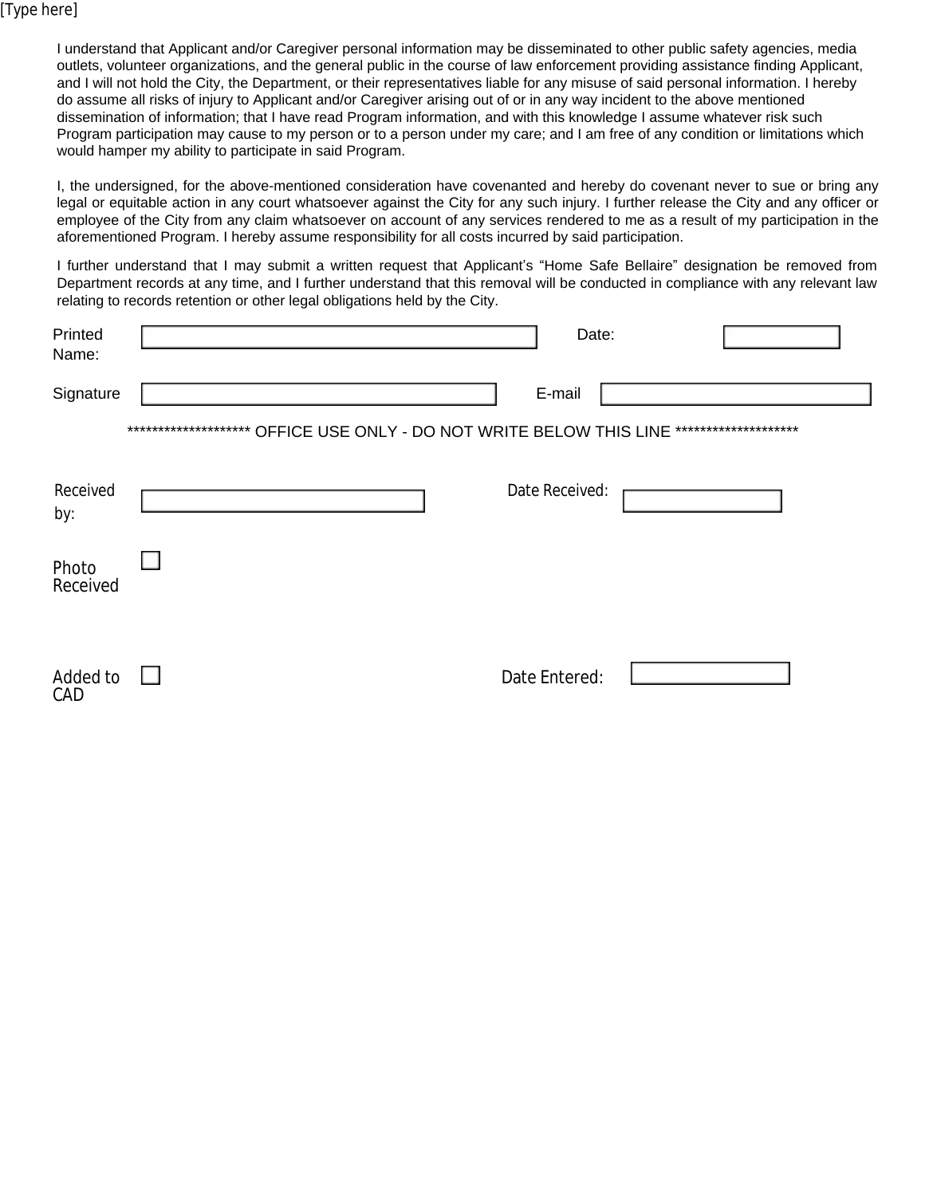[Type here]

I understand that Applicant and/or Caregiver personal information may be disseminated to other public safety agencies, media outlets, volunteer organizations, and the general public in the course of law enforcement providing assistance finding Applicant, and I will not hold the City, the Department, or their representatives liable for any misuse of said personal information. I hereby do assume all risks of injury to Applicant and/or Caregiver arising out of or in any way incident to the above mentioned dissemination of information; that I have read Program information, and with this knowledge I assume whatever risk such Program participation may cause to my person or to a person under my care; and I am free of any condition or limitations which would hamper my ability to participate in said Program.

I, the undersigned, for the above-mentioned consideration have covenanted and hereby do covenant never to sue or bring any legal or equitable action in any court whatsoever against the City for any such injury. I further release the City and any officer or employee of the City from any claim whatsoever on account of any services rendered to me as a result of my participation in the aforementioned Program. I hereby assume responsibility for all costs incurred by said participation.

I further understand that I may submit a written request that Applicant's "Home Safe Bellaire" designation be removed from Department records at any time, and I further understand that this removal will be conducted in compliance with any relevant law relating to records retention or other legal obligations held by the City.

Printed Name: ____________________ Date: __________

Signature ____________________ E-mail ____________________

******************** OFFICE USE ONLY - DO NOT WRITE BELOW THIS LINE ********************

Received by: ____________________ Date Received: __________

Photo Received ☐

Added to CAD ☐ Date Entered: __________